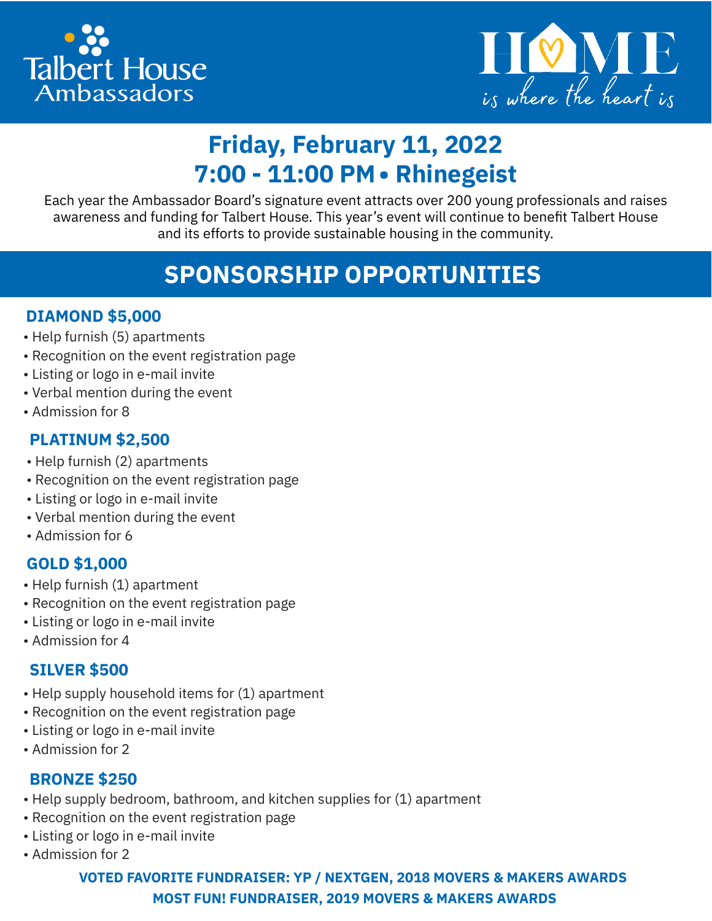Talbert House Ambassadors

HOME *is where the heart is*

# Friday, February 11, 2022
# 7:00 - 11:00 PM • Rhinegeist

Each year the Ambassador Board's signature event attracts over 200 young professionals and raises awareness and funding for Talbert House. This year's event will continue to benefit Talbert House and its efforts to provide sustainable housing in the community.

## SPONSORSHIP OPPORTUNITIES

### DIAMOND $5,000

- Help furnish (5) apartments
- Recognition on the event registration page
- Listing or logo in e-mail invite
- Verbal mention during the event
- Admission for 8

### PLATINUM $2,500

- Help furnish (2) apartments
- Recognition on the event registration page
- Listing or logo in e-mail invite
- Verbal mention during the event
- Admission for 6

### GOLD $1,000

- Help furnish (1) apartment
- Recognition on the event registration page
- Listing or logo in e-mail invite
- Admission for 4

### SILVER $500

- Help supply household items for (1) apartment
- Recognition on the event registration page
- Listing or logo in e-mail invite
- Admission for 2

### BRONZE $250

- Help supply bedroom, bathroom, and kitchen supplies for (1) apartment
- Recognition on the event registration page
- Listing or logo in e-mail invite
- Admission for 2

**VOTED FAVORITE FUNDRAISER: YP / NEXTGEN, 2018 MOVERS & MAKERS AWARDS**

**MOST FUN! FUNDRAISER, 2019 MOVERS & MAKERS AWARDS**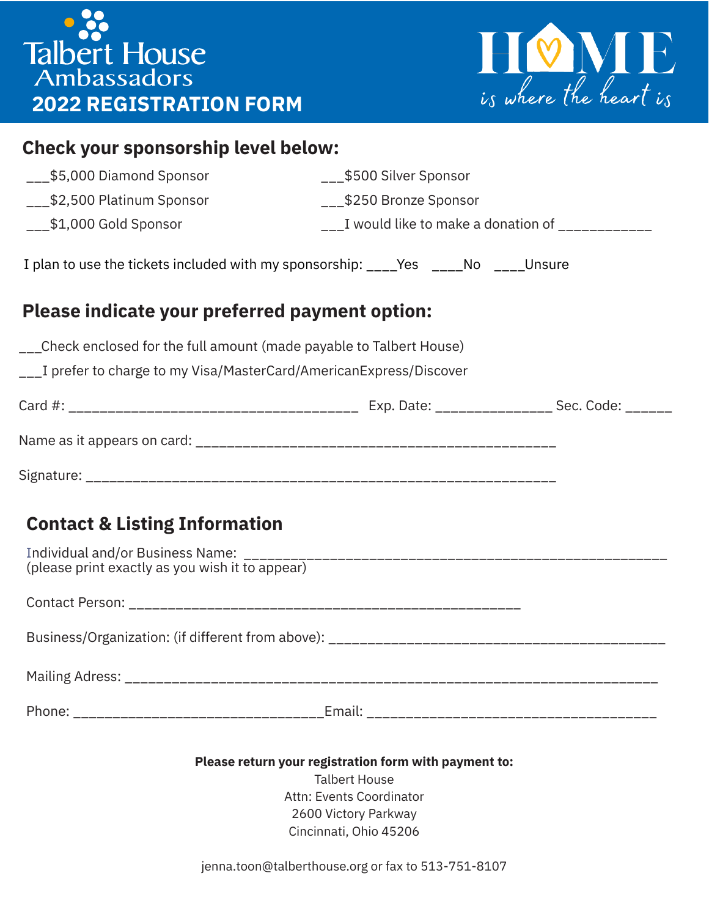# Talbert House Ambassadors

## 2022 REGISTRATION FORM

HOME *is where the heart is*

## Check your sponsorship level below:

___$5,000 Diamond Sponsor

___$2,500 Platinum Sponsor

___$1,000 Gold Sponsor

___$500 Silver Sponsor

___$250 Bronze Sponsor

___I would like to make a donation of ___________

I plan to use the tickets included with my sponsorship: ____Yes ____No ____Unsure

## Please indicate your preferred payment option:

___Check enclosed for the full amount (made payable to Talbert House)

___I prefer to charge to my Visa/MasterCard/AmericanExpress/Discover

Card #: ____________________________________ Exp. Date: ______________ Sec. Code: ______

Name as it appears on card: ____________________________________________

Signature: __________________________________________________________

## Contact & Listing Information

Individual and/or Business Name: _____________________________________________________
(please print exactly as you wish it to appear)

Contact Person: _________________________________________________

Business/Organization: (if different from above): ________________________________________

Mailing Adress: _________________________________________________________________

Phone: _______________________________Email: ____________________________________

**Please return your registration form with payment to:**

Talbert House
Attn: Events Coordinator
2600 Victory Parkway
Cincinnati, Ohio 45206

jenna.toon@talberthouse.org or fax to 513-751-8107